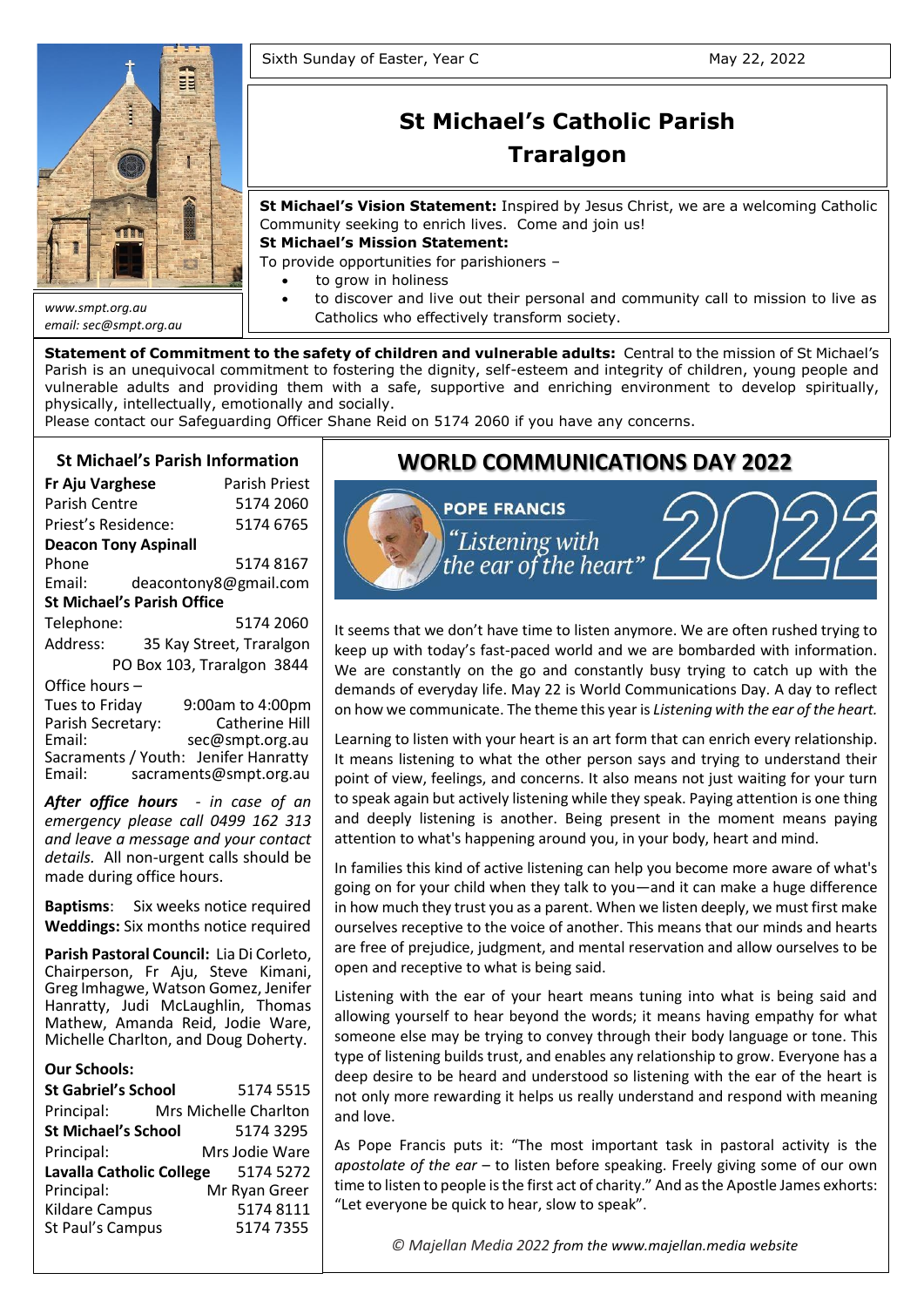Sixth Sunday of Easter, Year C May 22, 2022

# St Michael's Catholic Parish Traralgon

www.smpt.org.au
email: sec@smpt.org.au

**St Michael's Vision Statement:** Inspired by Jesus Christ, we are a welcoming Catholic Community seeking to enrich lives. Come and join us!

**St Michael's Mission Statement:**

To provide opportunities for parishioners –

- to grow in holiness
- to discover and live out their personal and community call to mission to live as Catholics who effectively transform society.

**Statement of Commitment to the safety of children and vulnerable adults:** Central to the mission of St Michael's Parish is an unequivocal commitment to fostering the dignity, self-esteem and integrity of children, young people and vulnerable adults and providing them with a safe, supportive and enriching environment to develop spiritually, physically, intellectually, emotionally and socially.

Please contact our Safeguarding Officer Shane Reid on 5174 2060 if you have any concerns.

## St Michael's Parish Information

**Fr Aju Varghese** Parish Priest
Parish Centre 5174 2060
Priest's Residence: 5174 6765

**Deacon Tony Aspinall**
Phone 5174 8167
Email: deacontony8@gmail.com

**St Michael's Parish Office**
Telephone: 5174 2060
Address: 35 Kay Street, Traralgon
PO Box 103, Traralgon 3844

Office hours –
Tues to Friday 9:00am to 4:00pm
Parish Secretary: Catherine Hill
Email: sec@smpt.org.au
Sacraments / Youth: Jenifer Hanratty
Email: sacraments@smpt.org.au

***After office hours*** *- in case of an emergency please call 0499 162 313 and leave a message and your contact details.* All non-urgent calls should be made during office hours.

**Baptisms**: Six weeks notice required
**Weddings:** Six months notice required

**Parish Pastoral Council:** Lia Di Corleto, Chairperson, Fr Aju, Steve Kimani, Greg Imhagwe, Watson Gomez, Jenifer Hanratty, Judi McLaughlin, Thomas Mathew, Amanda Reid, Jodie Ware, Michelle Charlton, and Doug Doherty.

**Our Schools:**

**St Gabriel's School** 5174 5515
Principal: Mrs Michelle Charlton
**St Michael's School** 5174 3295
Principal: Mrs Jodie Ware
**Lavalla Catholic College** 5174 5272
Principal: Mr Ryan Greer
Kildare Campus 5174 8111
St Paul's Campus 5174 7355

## WORLD COMMUNICATIONS DAY 2022

POPE FRANCIS
*"Listening with the ear of the heart"* 2022

It seems that we don't have time to listen anymore. We are often rushed trying to keep up with today's fast-paced world and we are bombarded with information. We are constantly on the go and constantly busy trying to catch up with the demands of everyday life. May 22 is World Communications Day. A day to reflect on how we communicate. The theme this year is *Listening with the ear of the heart.*

Learning to listen with your heart is an art form that can enrich every relationship. It means listening to what the other person says and trying to understand their point of view, feelings, and concerns. It also means not just waiting for your turn to speak again but actively listening while they speak. Paying attention is one thing and deeply listening is another. Being present in the moment means paying attention to what's happening around you, in your body, heart and mind.

In families this kind of active listening can help you become more aware of what's going on for your child when they talk to you—and it can make a huge difference in how much they trust you as a parent. When we listen deeply, we must first make ourselves receptive to the voice of another. This means that our minds and hearts are free of prejudice, judgment, and mental reservation and allow ourselves to be open and receptive to what is being said.

Listening with the ear of your heart means tuning into what is being said and allowing yourself to hear beyond the words; it means having empathy for what someone else may be trying to convey through their body language or tone. This type of listening builds trust, and enables any relationship to grow. Everyone has a deep desire to be heard and understood so listening with the ear of the heart is not only more rewarding it helps us really understand and respond with meaning and love.

As Pope Francis puts it: "The most important task in pastoral activity is the *apostolate of the ear* – to listen before speaking. Freely giving some of our own time to listen to people is the first act of charity." And as the Apostle James exhorts: "Let everyone be quick to hear, slow to speak".

*© Majellan Media 2022 from the www.majellan.media website*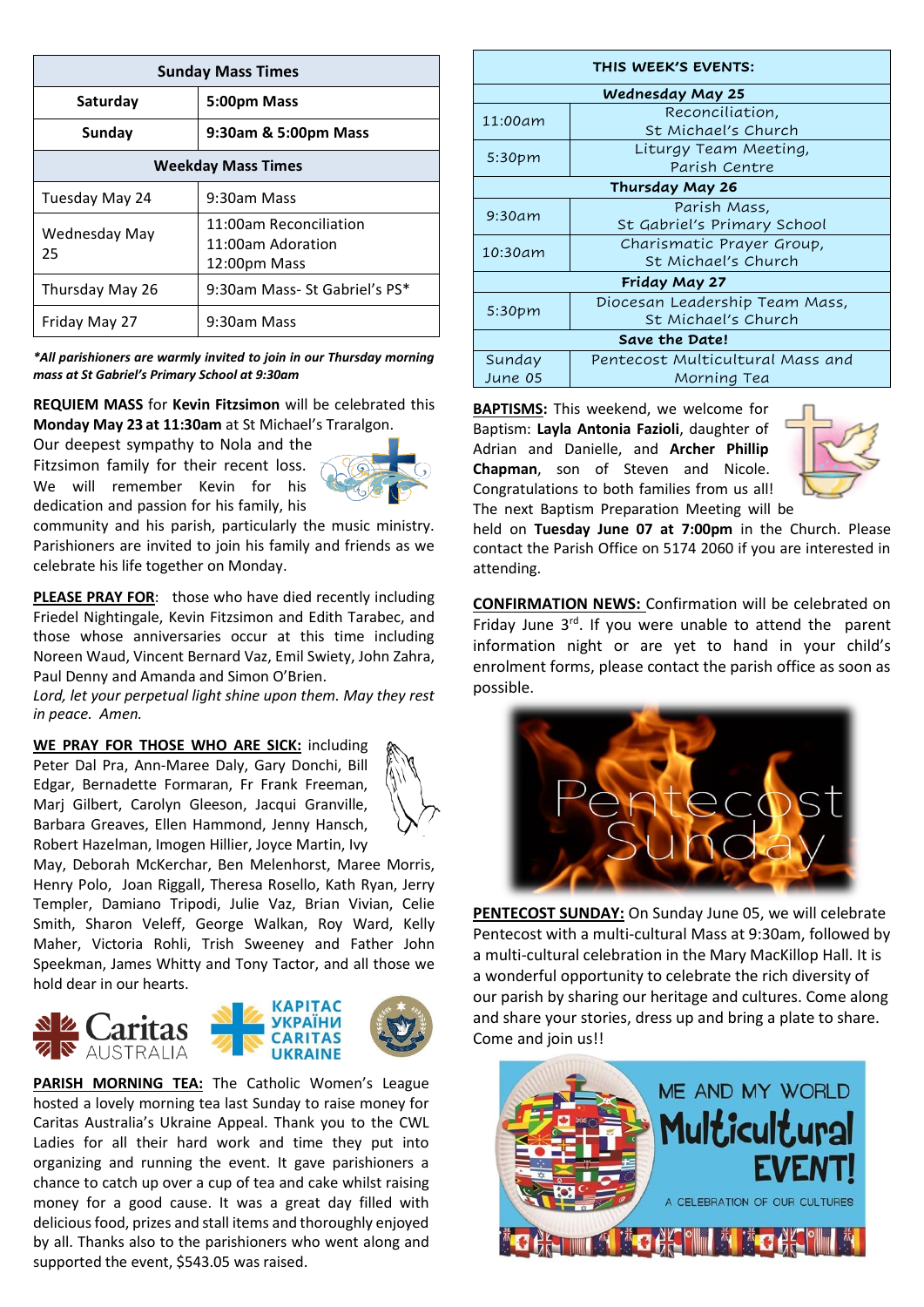| Sunday Mass Times | |
|---|---|
| **Saturday** | **5:00pm Mass** |
| **Sunday** | **9:30am & 5:00pm Mass** |
| **Weekday Mass Times** | |
| Tuesday May 24 | 9:30am Mass |
| Wednesday May 25 | 11:00am Reconciliation<br>11:00am Adoration<br>12:00pm Mass |
| Thursday May 26 | 9:30am Mass- St Gabriel's PS* |
| Friday May 27 | 9:30am Mass |

***All parishioners are warmly invited to join in our Thursday morning mass at St Gabriel's Primary School at 9:30am***

**REQUIEM MASS** for **Kevin Fitzsimon** will be celebrated this **Monday May 23 at 11:30am** at St Michael's Traralgon. Our deepest sympathy to Nola and the Fitzsimon family for their recent loss. We will remember Kevin for his dedication and passion for his family, his community and his parish, particularly the music ministry. Parishioners are invited to join his family and friends as we celebrate his life together on Monday.

**PLEASE PRAY FOR**: those who have died recently including Friedel Nightingale, Kevin Fitzsimon and Edith Tarabec, and those whose anniversaries occur at this time including Noreen Waud, Vincent Bernard Vaz, Emil Swiety, John Zahra, Paul Denny and Amanda and Simon O'Brien.

*Lord, let your perpetual light shine upon them. May they rest in peace. Amen.*

**WE PRAY FOR THOSE WHO ARE SICK:** including Peter Dal Pra, Ann-Maree Daly, Gary Donchi, Bill Edgar, Bernadette Formaran, Fr Frank Freeman, Marj Gilbert, Carolyn Gleeson, Jacqui Granville, Barbara Greaves, Ellen Hammond, Jenny Hansch, Robert Hazelman, Imogen Hillier, Joyce Martin, Ivy May, Deborah McKerchar, Ben Melenhorst, Maree Morris, Henry Polo, Joan Riggall, Theresa Rosello, Kath Ryan, Jerry Templer, Damiano Tripodi, Julie Vaz, Brian Vivian, Celie Smith, Sharon Veleff, George Walkan, Roy Ward, Kelly Maher, Victoria Rohli, Trish Sweeney and Father John Speekman, James Whitty and Tony Tactor, and all those we hold dear in our hearts.

**PARISH MORNING TEA:** The Catholic Women's League hosted a lovely morning tea last Sunday to raise money for Caritas Australia's Ukraine Appeal. Thank you to the CWL Ladies for all their hard work and time they put into organizing and running the event. It gave parishioners a chance to catch up over a cup of tea and cake whilst raising money for a good cause. It was a great day filled with delicious food, prizes and stall items and thoroughly enjoyed by all. Thanks also to the parishioners who went along and supported the event, $543.05 was raised.

| THIS WEEK'S EVENTS: | |
|---|---|
| **Wednesday May 25** | |
| 11:00am | Reconciliation, St Michael's Church |
| 5:30pm | Liturgy Team Meeting, Parish Centre |
| **Thursday May 26** | |
| 9:30am | Parish Mass, St Gabriel's Primary School |
| 10:30am | Charismatic Prayer Group, St Michael's Church |
| **Friday May 27** | |
| 5:30pm | Diocesan Leadership Team Mass, St Michael's Church |
| **Save the Date!** | |
| Sunday June 05 | Pentecost Multicultural Mass and Morning Tea |

**BAPTISMS:** This weekend, we welcome for Baptism: **Layla Antonia Fazioli**, daughter of Adrian and Danielle, and **Archer Phillip Chapman**, son of Steven and Nicole. Congratulations to both families from us all! The next Baptism Preparation Meeting will be held on **Tuesday June 07 at 7:00pm** in the Church. Please contact the Parish Office on 5174 2060 if you are interested in attending.

**CONFIRMATION NEWS:** Confirmation will be celebrated on Friday June 3rd. If you were unable to attend the parent information night or are yet to hand in your child's enrolment forms, please contact the parish office as soon as possible.

**PENTECOST SUNDAY:** On Sunday June 05, we will celebrate Pentecost with a multi-cultural Mass at 9:30am, followed by a multi-cultural celebration in the Mary MacKillop Hall. It is a wonderful opportunity to celebrate the rich diversity of our parish by sharing our heritage and cultures. Come along and share your stories, dress up and bring a plate to share. Come and join us!!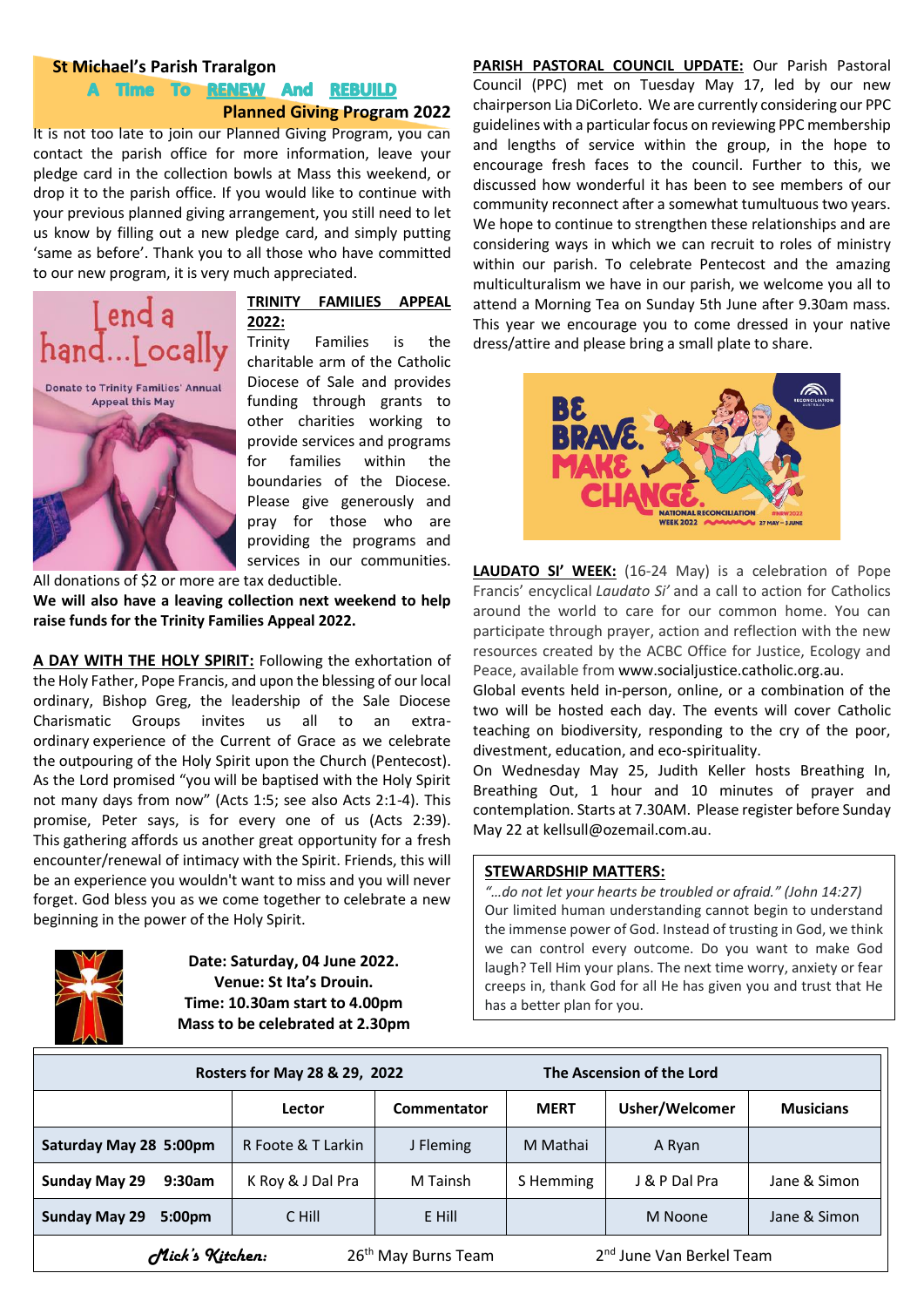**St Michael's Parish Traralgon**

**A Time To RENEW And REBUILD**

**Planned Giving Program 2022**

It is not too late to join our Planned Giving Program, you can contact the parish office for more information, leave your pledge card in the collection bowls at Mass this weekend, or drop it to the parish office. If you would like to continue with your previous planned giving arrangement, you still need to let us know by filling out a new pledge card, and simply putting 'same as before'. Thank you to all those who have committed to our new program, it is very much appreciated.

**TRINITY FAMILIES APPEAL 2022:**

Trinity Families is the charitable arm of the Catholic Diocese of Sale and provides funding through grants to other charities working to provide services and programs for families within the boundaries of the Diocese. Please give generously and pray for those who are providing the programs and services in our communities.

All donations of $2 or more are tax deductible.

**We will also have a leaving collection next weekend to help raise funds for the Trinity Families Appeal 2022.**

**A DAY WITH THE HOLY SPIRIT:** Following the exhortation of the Holy Father, Pope Francis, and upon the blessing of our local ordinary, Bishop Greg, the leadership of the Sale Diocese Charismatic Groups invites us all to an extra-ordinary experience of the Current of Grace as we celebrate the outpouring of the Holy Spirit upon the Church (Pentecost). As the Lord promised "you will be baptised with the Holy Spirit not many days from now" (Acts 1:5; see also Acts 2:1-4). This promise, Peter says, is for every one of us (Acts 2:39). This gathering affords us another great opportunity for a fresh encounter/renewal of intimacy with the Spirit. Friends, this will be an experience you wouldn't want to miss and you will never forget. God bless you as we come together to celebrate a new beginning in the power of the Holy Spirit.

**Date: Saturday, 04 June 2022.**
**Venue: St Ita's Drouin.**
**Time: 10.30am start to 4.00pm**
**Mass to be celebrated at 2.30pm**

**PARISH PASTORAL COUNCIL UPDATE:** Our Parish Pastoral Council (PPC) met on Tuesday May 17, led by our new chairperson Lia DiCorleto. We are currently considering our PPC guidelines with a particular focus on reviewing PPC membership and lengths of service within the group, in the hope to encourage fresh faces to the council. Further to this, we discussed how wonderful it has been to see members of our community reconnect after a somewhat tumultuous two years. We hope to continue to strengthen these relationships and are considering ways in which we can recruit to roles of ministry within our parish. To celebrate Pentecost and the amazing multiculturalism we have in our parish, we welcome you all to attend a Morning Tea on Sunday 5th June after 9.30am mass. This year we encourage you to come dressed in your native dress/attire and please bring a small plate to share.

**LAUDATO SI' WEEK:** (16-24 May) is a celebration of Pope Francis' encyclical *Laudato Si'* and a call to action for Catholics around the world to care for our common home. You can participate through prayer, action and reflection with the new resources created by the ACBC Office for Justice, Ecology and Peace, available from www.socialjustice.catholic.org.au.

Global events held in-person, online, or a combination of the two will be hosted each day. The events will cover Catholic teaching on biodiversity, responding to the cry of the poor, divestment, education, and eco-spirituality.

On Wednesday May 25, Judith Keller hosts Breathing In, Breathing Out, 1 hour and 10 minutes of prayer and contemplation. Starts at 7.30AM. Please register before Sunday May 22 at kellsull@ozemail.com.au.

**STEWARDSHIP MATTERS:**

*"…do not let your hearts be troubled or afraid." (John 14:27)*
Our limited human understanding cannot begin to understand the immense power of God. Instead of trusting in God, we think we can control every outcome. Do you want to make God laugh? Tell Him your plans. The next time worry, anxiety or fear creeps in, thank God for all He has given you and trust that He has a better plan for you.

| Rosters for May 28 & 29, 2022 | | | The Ascension of the Lord | | |
|---|---|---|---|---|---|
| | **Lector** | **Commentator** | **MERT** | **Usher/Welcomer** | **Musicians** |
| **Saturday May 28 5:00pm** | R Foote & T Larkin | J Fleming | M Mathai | A Ryan | |
| **Sunday May 29 9:30am** | K Roy & J Dal Pra | M Tainsh | S Hemming | J & P Dal Pra | Jane & Simon |
| **Sunday May 29 5:00pm** | C Hill | E Hill | | M Noone | Jane & Simon |

*Mick's Kitchen:* 26th May Burns Team — 2nd June Van Berkel Team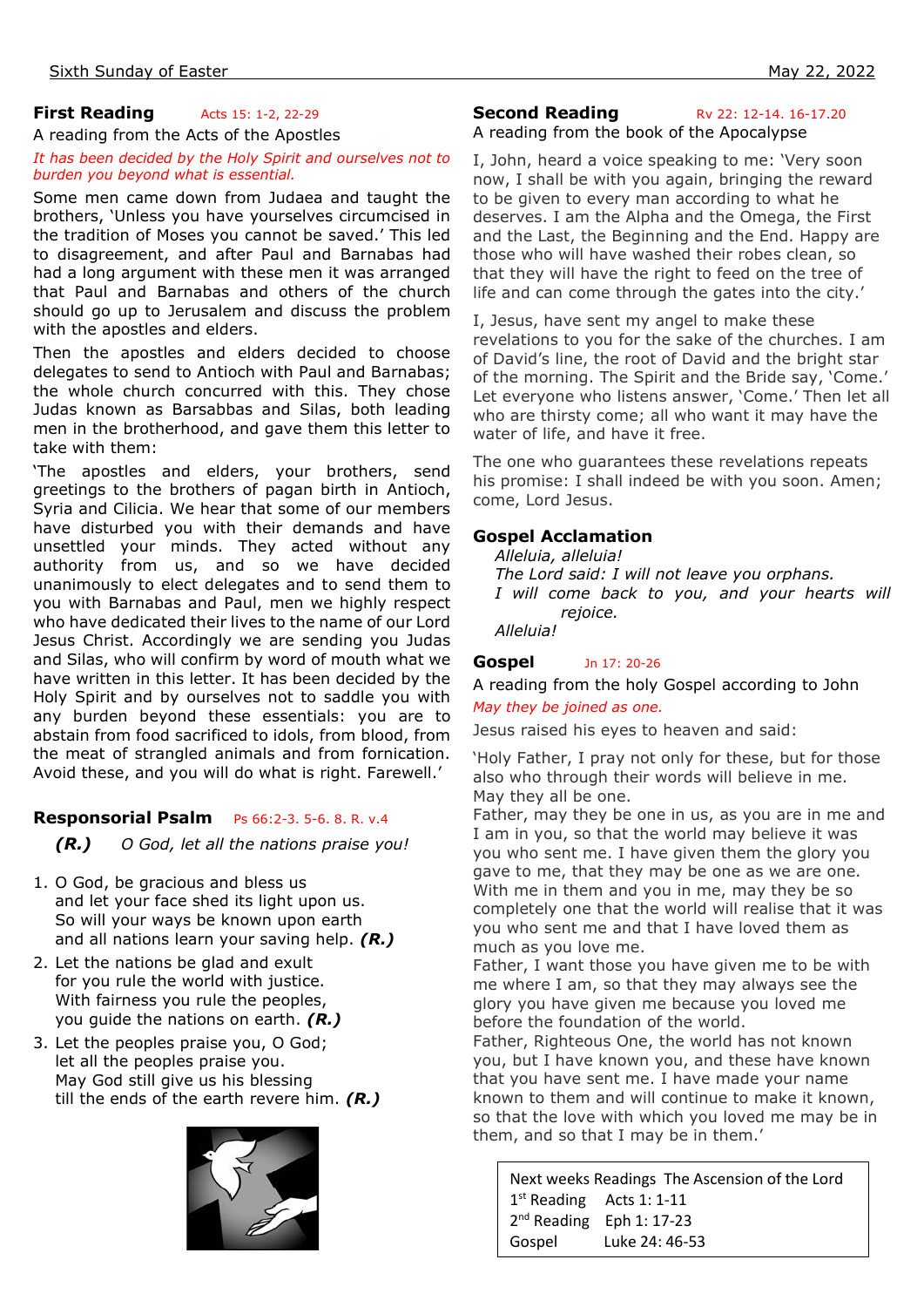## First Reading

Acts 15: 1-2, 22-29

A reading from the Acts of the Apostles

*It has been decided by the Holy Spirit and ourselves not to burden you beyond what is essential.*

Some men came down from Judaea and taught the brothers, 'Unless you have yourselves circumcised in the tradition of Moses you cannot be saved.' This led to disagreement, and after Paul and Barnabas had had a long argument with these men it was arranged that Paul and Barnabas and others of the church should go up to Jerusalem and discuss the problem with the apostles and elders.

Then the apostles and elders decided to choose delegates to send to Antioch with Paul and Barnabas; the whole church concurred with this. They chose Judas known as Barsabbas and Silas, both leading men in the brotherhood, and gave them this letter to take with them:

'The apostles and elders, your brothers, send greetings to the brothers of pagan birth in Antioch, Syria and Cilicia. We hear that some of our members have disturbed you with their demands and have unsettled your minds. They acted without any authority from us, and so we have decided unanimously to elect delegates and to send them to you with Barnabas and Paul, men we highly respect who have dedicated their lives to the name of our Lord Jesus Christ. Accordingly we are sending you Judas and Silas, who will confirm by word of mouth what we have written in this letter. It has been decided by the Holy Spirit and by ourselves not to saddle you with any burden beyond these essentials: you are to abstain from food sacrificed to idols, from blood, from the meat of strangled animals and from fornication. Avoid these, and you will do what is right. Farewell.'

## Responsorial Psalm

Ps 66:2-3. 5-6. 8. R. v.4

***(R.)*** *O God, let all the nations praise you!*

1. O God, be gracious and bless us
   and let your face shed its light upon us.
   So will your ways be known upon earth
   and all nations learn your saving help. ***(R.)***
2. Let the nations be glad and exult
   for you rule the world with justice.
   With fairness you rule the peoples,
   you guide the nations on earth. ***(R.)***
3. Let the peoples praise you, O God;
   let all the peoples praise you.
   May God still give us his blessing
   till the ends of the earth revere him. ***(R.)***

## Second Reading

Rv 22: 12-14. 16-17.20

A reading from the book of the Apocalypse

I, John, heard a voice speaking to me: 'Very soon now, I shall be with you again, bringing the reward to be given to every man according to what he deserves. I am the Alpha and the Omega, the First and the Last, the Beginning and the End. Happy are those who will have washed their robes clean, so that they will have the right to feed on the tree of life and can come through the gates into the city.'

I, Jesus, have sent my angel to make these revelations to you for the sake of the churches. I am of David's line, the root of David and the bright star of the morning. The Spirit and the Bride say, 'Come.' Let everyone who listens answer, 'Come.' Then let all who are thirsty come; all who want it may have the water of life, and have it free.

The one who guarantees these revelations repeats his promise: I shall indeed be with you soon. Amen; come, Lord Jesus.

## Gospel Acclamation

*Alleluia, alleluia!*
*The Lord said: I will not leave you orphans.*
*I will come back to you, and your hearts will rejoice.*
*Alleluia!*

## Gospel

Jn 17: 20-26

A reading from the holy Gospel according to John

*May they be joined as one.*

Jesus raised his eyes to heaven and said:

'Holy Father, I pray not only for these, but for those also who through their words will believe in me. May they all be one.
Father, may they be one in us, as you are in me and I am in you, so that the world may believe it was you who sent me. I have given them the glory you gave to me, that they may be one as we are one. With me in them and you in me, may they be so completely one that the world will realise that it was you who sent me and that I have loved them as much as you love me.
Father, I want those you have given me to be with me where I am, so that they may always see the glory you have given me because you loved me before the foundation of the world.
Father, Righteous One, the world has not known you, but I have known you, and these have known that you have sent me. I have made your name known to them and will continue to make it known, so that the love with which you loved me may be in them, and so that I may be in them.'

| Next weeks Readings | The Ascension of the Lord |
|---|---|
| 1st Reading | Acts 1: 1-11 |
| 2nd Reading | Eph 1: 17-23 |
| Gospel | Luke 24: 46-53 |